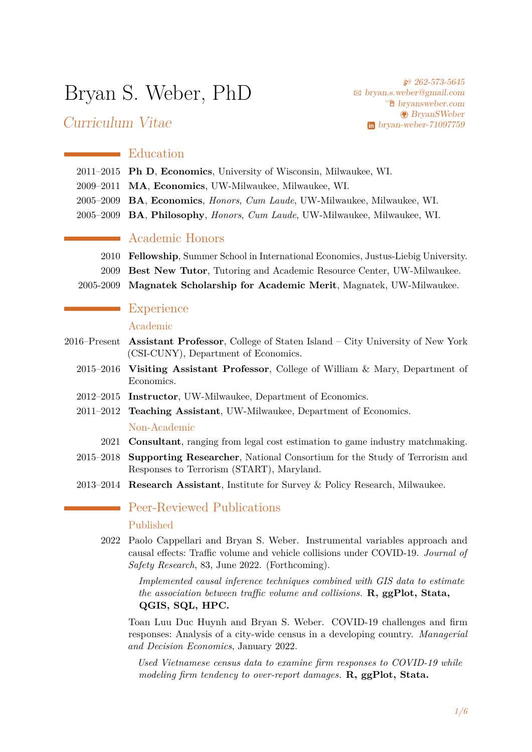# Bryan S. Weber, PhD

*Curriculum Vitae*

262-573-5645
bryan.s.weber@gmail.com
bryansweber.com
BryanSWeber
bryan-weber-71097759

## Education

2011–2015 **Ph D**, **Economics**, University of Wisconsin, Milwaukee, WI.

2009–2011 **MA**, **Economics**, UW-Milwaukee, Milwaukee, WI.

2005–2009 **BA**, **Economics**, *Honors*, *Cum Laude*, UW-Milwaukee, Milwaukee, WI.

2005–2009 **BA**, **Philosophy**, *Honors*, *Cum Laude*, UW-Milwaukee, Milwaukee, WI.

## Academic Honors

2010 **Fellowship**, Summer School in International Economics, Justus-Liebig University.

2009 **Best New Tutor**, Tutoring and Academic Resource Center, UW-Milwaukee.

2005-2009 **Magnatek Scholarship for Academic Merit**, Magnatek, UW-Milwaukee.

## Experience

### Academic

2016–Present **Assistant Professor**, College of Staten Island – City University of New York (CSI-CUNY), Department of Economics.

2015–2016 **Visiting Assistant Professor**, College of William & Mary, Department of Economics.

2012–2015 **Instructor**, UW-Milwaukee, Department of Economics.

2011–2012 **Teaching Assistant**, UW-Milwaukee, Department of Economics.

### Non-Academic

2021 **Consultant**, ranging from legal cost estimation to game industry matchmaking.

2015–2018 **Supporting Researcher**, National Consortium for the Study of Terrorism and Responses to Terrorism (START), Maryland.

2013–2014 **Research Assistant**, Institute for Survey & Policy Research, Milwaukee.

## Peer-Reviewed Publications

### Published

2022 Paolo Cappellari and Bryan S. Weber. Instrumental variables approach and causal effects: Traffic volume and vehicle collisions under COVID-19. *Journal of Safety Research*, 83, June 2022. (Forthcoming).

*Implemented causal inference techniques combined with GIS data to estimate the association between traffic volume and collisions.* **R, ggPlot, Stata, QGIS, SQL, HPC.**

Toan Luu Duc Huynh and Bryan S. Weber. COVID-19 challenges and firm responses: Analysis of a city-wide census in a developing country. *Managerial and Decision Economics*, January 2022.

*Used Vietnamese census data to examine firm responses to COVID-19 while modeling firm tendency to over-report damages.* **R, ggPlot, Stata.**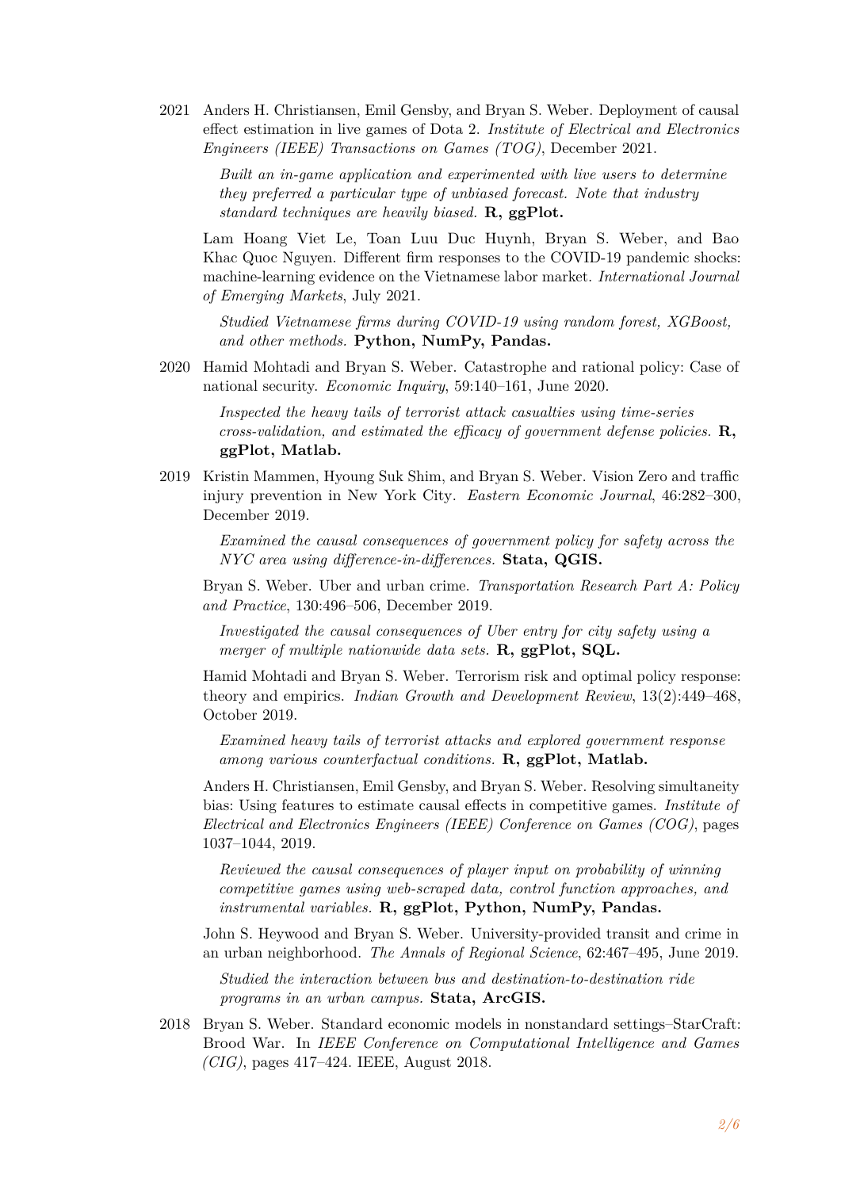2021 Anders H. Christiansen, Emil Gensby, and Bryan S. Weber. Deployment of causal effect estimation in live games of Dota 2. *Institute of Electrical and Electronics Engineers (IEEE) Transactions on Games (TOG)*, December 2021.

> *Built an in-game application and experimented with live users to determine they preferred a particular type of unbiased forecast. Note that industry standard techniques are heavily biased.* **R, ggPlot.**

Lam Hoang Viet Le, Toan Luu Duc Huynh, Bryan S. Weber, and Bao Khac Quoc Nguyen. Different firm responses to the COVID-19 pandemic shocks: machine-learning evidence on the Vietnamese labor market. *International Journal of Emerging Markets*, July 2021.

> *Studied Vietnamese firms during COVID-19 using random forest, XGBoost, and other methods.* **Python, NumPy, Pandas.**

2020 Hamid Mohtadi and Bryan S. Weber. Catastrophe and rational policy: Case of national security. *Economic Inquiry*, 59:140–161, June 2020.

> *Inspected the heavy tails of terrorist attack casualties using time-series cross-validation, and estimated the efficacy of government defense policies.* **R, ggPlot, Matlab.**

2019 Kristin Mammen, Hyoung Suk Shim, and Bryan S. Weber. Vision Zero and traffic injury prevention in New York City. *Eastern Economic Journal*, 46:282–300, December 2019.

> *Examined the causal consequences of government policy for safety across the NYC area using difference-in-differences.* **Stata, QGIS.**

Bryan S. Weber. Uber and urban crime. *Transportation Research Part A: Policy and Practice*, 130:496–506, December 2019.

> *Investigated the causal consequences of Uber entry for city safety using a merger of multiple nationwide data sets.* **R, ggPlot, SQL.**

Hamid Mohtadi and Bryan S. Weber. Terrorism risk and optimal policy response: theory and empirics. *Indian Growth and Development Review*, 13(2):449–468, October 2019.

> *Examined heavy tails of terrorist attacks and explored government response among various counterfactual conditions.* **R, ggPlot, Matlab.**

Anders H. Christiansen, Emil Gensby, and Bryan S. Weber. Resolving simultaneity bias: Using features to estimate causal effects in competitive games. *Institute of Electrical and Electronics Engineers (IEEE) Conference on Games (COG)*, pages 1037–1044, 2019.

> *Reviewed the causal consequences of player input on probability of winning competitive games using web-scraped data, control function approaches, and instrumental variables.* **R, ggPlot, Python, NumPy, Pandas.**

John S. Heywood and Bryan S. Weber. University-provided transit and crime in an urban neighborhood. *The Annals of Regional Science*, 62:467–495, June 2019.

> *Studied the interaction between bus and destination-to-destination ride programs in an urban campus.* **Stata, ArcGIS.**

2018 Bryan S. Weber. Standard economic models in nonstandard settings–StarCraft: Brood War. In *IEEE Conference on Computational Intelligence and Games (CIG)*, pages 417–424. IEEE, August 2018.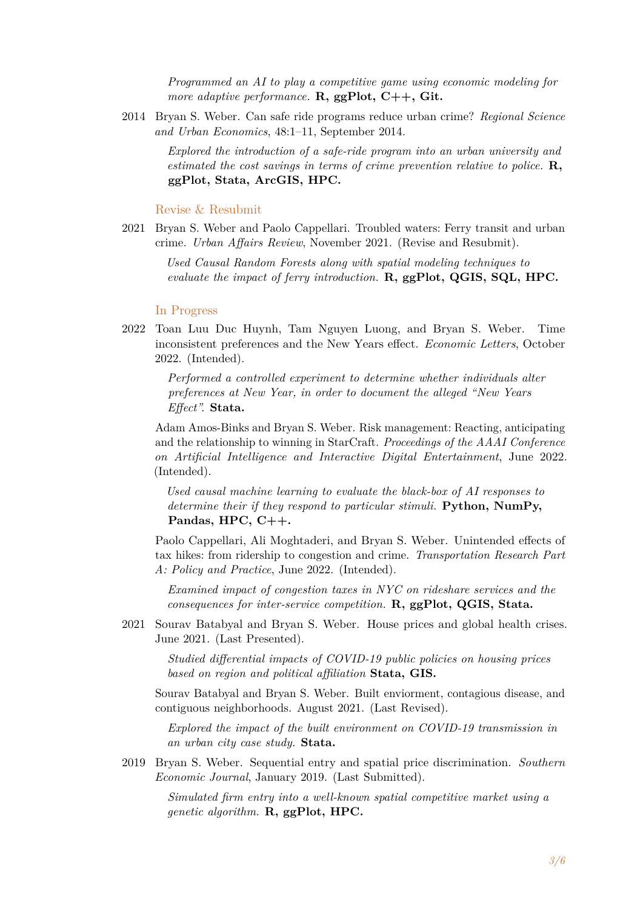*Programmed an AI to play a competitive game using economic modeling for more adaptive performance.* **R, ggPlot, C++, Git.**

2014 Bryan S. Weber. Can safe ride programs reduce urban crime? *Regional Science and Urban Economics*, 48:1–11, September 2014.

*Explored the introduction of a safe-ride program into an urban university and estimated the cost savings in terms of crime prevention relative to police.* **R, ggPlot, Stata, ArcGIS, HPC.**

### Revise & Resubmit

2021 Bryan S. Weber and Paolo Cappellari. Troubled waters: Ferry transit and urban crime. *Urban Affairs Review*, November 2021. (Revise and Resubmit).

*Used Causal Random Forests along with spatial modeling techniques to evaluate the impact of ferry introduction.* **R, ggPlot, QGIS, SQL, HPC.**

### In Progress

2022 Toan Luu Duc Huynh, Tam Nguyen Luong, and Bryan S. Weber. Time inconsistent preferences and the New Years effect. *Economic Letters*, October 2022. (Intended).

*Performed a controlled experiment to determine whether individuals alter preferences at New Year, in order to document the alleged "New Years Effect".* **Stata.**

Adam Amos-Binks and Bryan S. Weber. Risk management: Reacting, anticipating and the relationship to winning in StarCraft. *Proceedings of the AAAI Conference on Artificial Intelligence and Interactive Digital Entertainment*, June 2022. (Intended).

*Used causal machine learning to evaluate the black-box of AI responses to determine their if they respond to particular stimuli.* **Python, NumPy, Pandas, HPC, C++.**

Paolo Cappellari, Ali Moghtaderi, and Bryan S. Weber. Unintended effects of tax hikes: from ridership to congestion and crime. *Transportation Research Part A: Policy and Practice*, June 2022. (Intended).

*Examined impact of congestion taxes in NYC on rideshare services and the consequences for inter-service competition.* **R, ggPlot, QGIS, Stata.**

2021 Sourav Batabyal and Bryan S. Weber. House prices and global health crises. June 2021. (Last Presented).

*Studied differential impacts of COVID-19 public policies on housing prices based on region and political affiliation* **Stata, GIS.**

Sourav Batabyal and Bryan S. Weber. Built enviorment, contagious disease, and contiguous neighborhoods. August 2021. (Last Revised).

*Explored the impact of the built environment on COVID-19 transmission in an urban city case study.* **Stata.**

2019 Bryan S. Weber. Sequential entry and spatial price discrimination. *Southern Economic Journal*, January 2019. (Last Submitted).

*Simulated firm entry into a well-known spatial competitive market using a genetic algorithm.* **R, ggPlot, HPC.**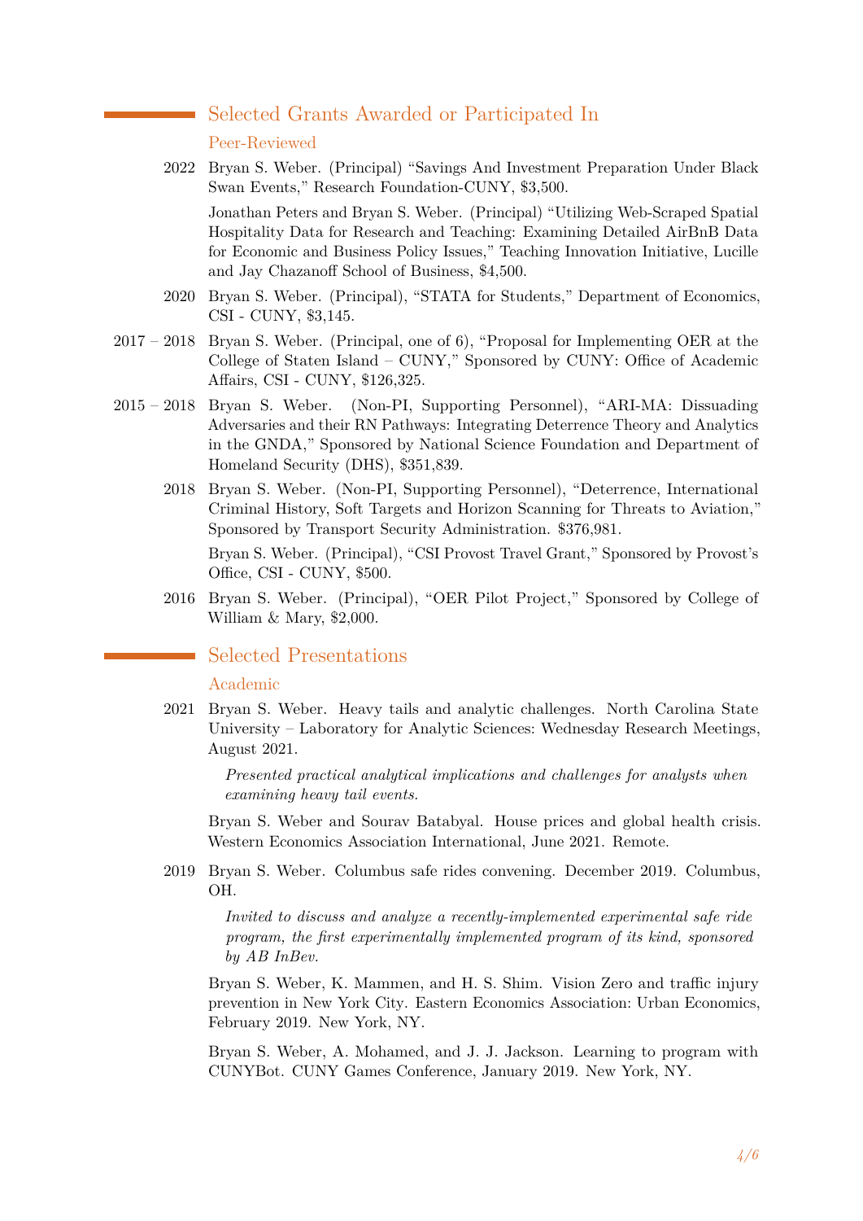## Selected Grants Awarded or Participated In

### Peer-Reviewed

**2022** Bryan S. Weber. (Principal) "Savings And Investment Preparation Under Black Swan Events," Research Foundation-CUNY, $3,500.

Jonathan Peters and Bryan S. Weber. (Principal) "Utilizing Web-Scraped Spatial Hospitality Data for Research and Teaching: Examining Detailed AirBnB Data for Economic and Business Policy Issues," Teaching Innovation Initiative, Lucille and Jay Chazanoff School of Business, $4,500.

**2020** Bryan S. Weber. (Principal), "STATA for Students," Department of Economics, CSI - CUNY, $3,145.

**2017 – 2018** Bryan S. Weber. (Principal, one of 6), "Proposal for Implementing OER at the College of Staten Island – CUNY," Sponsored by CUNY: Office of Academic Affairs, CSI - CUNY, $126,325.

**2015 – 2018** Bryan S. Weber. (Non-PI, Supporting Personnel), "ARI-MA: Dissuading Adversaries and their RN Pathways: Integrating Deterrence Theory and Analytics in the GNDA," Sponsored by National Science Foundation and Department of Homeland Security (DHS), $351,839.

**2018** Bryan S. Weber. (Non-PI, Supporting Personnel), "Deterrence, International Criminal History, Soft Targets and Horizon Scanning for Threats to Aviation," Sponsored by Transport Security Administration. $376,981.

Bryan S. Weber. (Principal), "CSI Provost Travel Grant," Sponsored by Provost's Office, CSI - CUNY, $500.

**2016** Bryan S. Weber. (Principal), "OER Pilot Project," Sponsored by College of William & Mary, $2,000.

## Selected Presentations

### Academic

**2021** Bryan S. Weber. Heavy tails and analytic challenges. North Carolina State University – Laboratory for Analytic Sciences: Wednesday Research Meetings, August 2021.

*Presented practical analytical implications and challenges for analysts when examining heavy tail events.*

Bryan S. Weber and Sourav Batabyal. House prices and global health crisis. Western Economics Association International, June 2021. Remote.

**2019** Bryan S. Weber. Columbus safe rides convening. December 2019. Columbus, OH.

*Invited to discuss and analyze a recently-implemented experimental safe ride program, the first experimentally implemented program of its kind, sponsored by AB InBev.*

Bryan S. Weber, K. Mammen, and H. S. Shim. Vision Zero and traffic injury prevention in New York City. Eastern Economics Association: Urban Economics, February 2019. New York, NY.

Bryan S. Weber, A. Mohamed, and J. J. Jackson. Learning to program with CUNYBot. CUNY Games Conference, January 2019. New York, NY.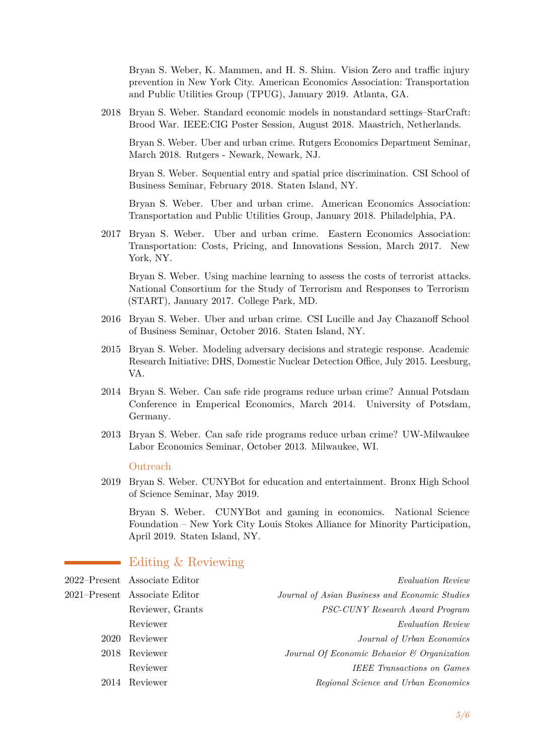Bryan S. Weber, K. Mammen, and H. S. Shim. Vision Zero and traffic injury prevention in New York City. American Economics Association: Transportation and Public Utilities Group (TPUG), January 2019. Atlanta, GA.

2018 Bryan S. Weber. Standard economic models in nonstandard settings–StarCraft: Brood War. IEEE:CIG Poster Session, August 2018. Maastrich, Netherlands.

Bryan S. Weber. Uber and urban crime. Rutgers Economics Department Seminar, March 2018. Rutgers - Newark, Newark, NJ.

Bryan S. Weber. Sequential entry and spatial price discrimination. CSI School of Business Seminar, February 2018. Staten Island, NY.

Bryan S. Weber. Uber and urban crime. American Economics Association: Transportation and Public Utilities Group, January 2018. Philadelphia, PA.

2017 Bryan S. Weber. Uber and urban crime. Eastern Economics Association: Transportation: Costs, Pricing, and Innovations Session, March 2017. New York, NY.

Bryan S. Weber. Using machine learning to assess the costs of terrorist attacks. National Consortium for the Study of Terrorism and Responses to Terrorism (START), January 2017. College Park, MD.

2016 Bryan S. Weber. Uber and urban crime. CSI Lucille and Jay Chazanoff School of Business Seminar, October 2016. Staten Island, NY.

2015 Bryan S. Weber. Modeling adversary decisions and strategic response. Academic Research Initiative: DHS, Domestic Nuclear Detection Office, July 2015. Leesburg, VA.

2014 Bryan S. Weber. Can safe ride programs reduce urban crime? Annual Potsdam Conference in Emperical Economics, March 2014. University of Potsdam, Germany.

2013 Bryan S. Weber. Can safe ride programs reduce urban crime? UW-Milwaukee Labor Economics Seminar, October 2013. Milwaukee, WI.

### Outreach

2019 Bryan S. Weber. CUNYBot for education and entertainment. Bronx High School of Science Seminar, May 2019.

Bryan S. Weber. CUNYBot and gaming in economics. National Science Foundation – New York City Louis Stokes Alliance for Minority Participation, April 2019. Staten Island, NY.

## Editing & Reviewing

| | | |
|---|---|---|
| 2022–Present | Associate Editor | *Evaluation Review* |
| 2021–Present | Associate Editor | *Journal of Asian Business and Economic Studies* |
| | Reviewer, Grants | *PSC-CUNY Research Award Program* |
| | Reviewer | *Evaluation Review* |
| 2020 | Reviewer | *Journal of Urban Economics* |
| 2018 | Reviewer | *Journal Of Economic Behavior & Organization* |
| | Reviewer | *IEEE Transactions on Games* |
| 2014 | Reviewer | *Regional Science and Urban Economics* |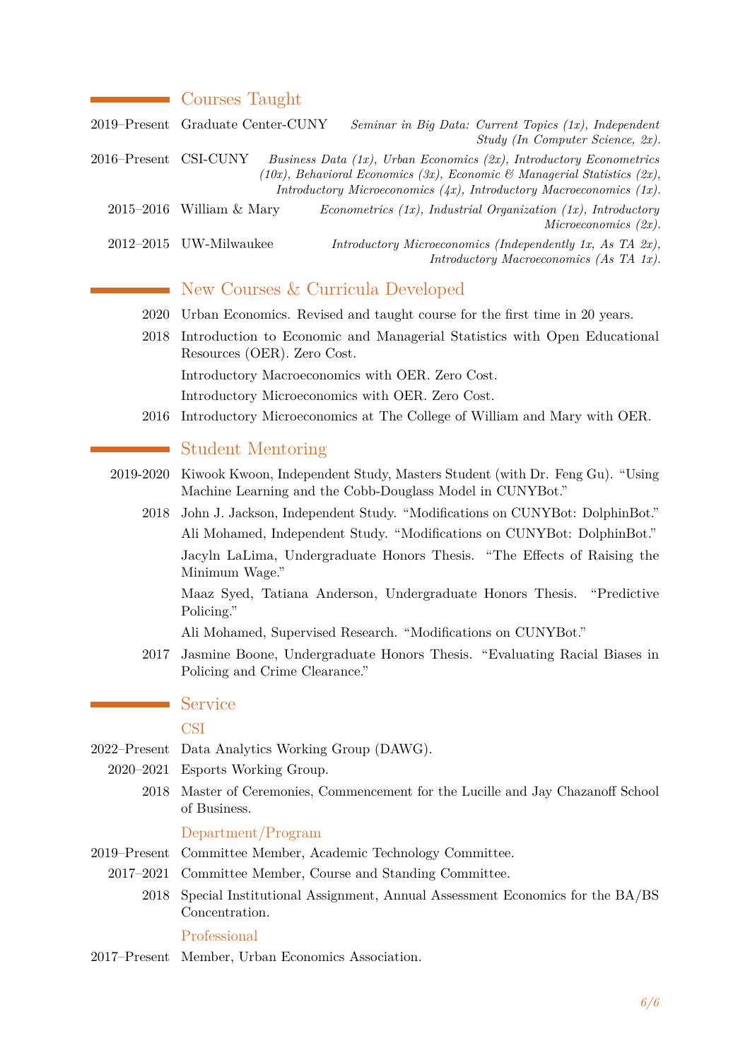## Courses Taught

**2019–Present** Graduate Center-CUNY — *Seminar in Big Data: Current Topics (1x), Independent Study (In Computer Science, 2x).*

**2016–Present** CSI-CUNY — *Business Data (1x), Urban Economics (2x), Introductory Econometrics (10x), Behavioral Economics (3x), Economic & Managerial Statistics (2x), Introductory Microeconomics (4x), Introductory Macroeconomics (1x).*

**2015–2016** William & Mary — *Econometrics (1x), Industrial Organization (1x), Introductory Microeconomics (2x).*

**2012–2015** UW-Milwaukee — *Introductory Microeconomics (Independently 1x, As TA 2x), Introductory Macroeconomics (As TA 1x).*

## New Courses & Curricula Developed

**2020** Urban Economics. Revised and taught course for the first time in 20 years.

**2018** Introduction to Economic and Managerial Statistics with Open Educational Resources (OER). Zero Cost.

Introductory Macroeconomics with OER. Zero Cost.

Introductory Microeconomics with OER. Zero Cost.

**2016** Introductory Microeconomics at The College of William and Mary with OER.

## Student Mentoring

**2019-2020** Kiwook Kwoon, Independent Study, Masters Student (with Dr. Feng Gu). "Using Machine Learning and the Cobb-Douglass Model in CUNYBot."

**2018** John J. Jackson, Independent Study. "Modifications on CUNYBot: DolphinBot."

Ali Mohamed, Independent Study. "Modifications on CUNYBot: DolphinBot."

Jacyln LaLima, Undergraduate Honors Thesis. "The Effects of Raising the Minimum Wage."

Maaz Syed, Tatiana Anderson, Undergraduate Honors Thesis. "Predictive Policing."

Ali Mohamed, Supervised Research. "Modifications on CUNYBot."

**2017** Jasmine Boone, Undergraduate Honors Thesis. "Evaluating Racial Biases in Policing and Crime Clearance."

## Service

### CSI

**2022–Present** Data Analytics Working Group (DAWG).

**2020–2021** Esports Working Group.

**2018** Master of Ceremonies, Commencement for the Lucille and Jay Chazanoff School of Business.

### Department/Program

**2019–Present** Committee Member, Academic Technology Committee.

**2017–2021** Committee Member, Course and Standing Committee.

**2018** Special Institutional Assignment, Annual Assessment Economics for the BA/BS Concentration.

### Professional

**2017–Present** Member, Urban Economics Association.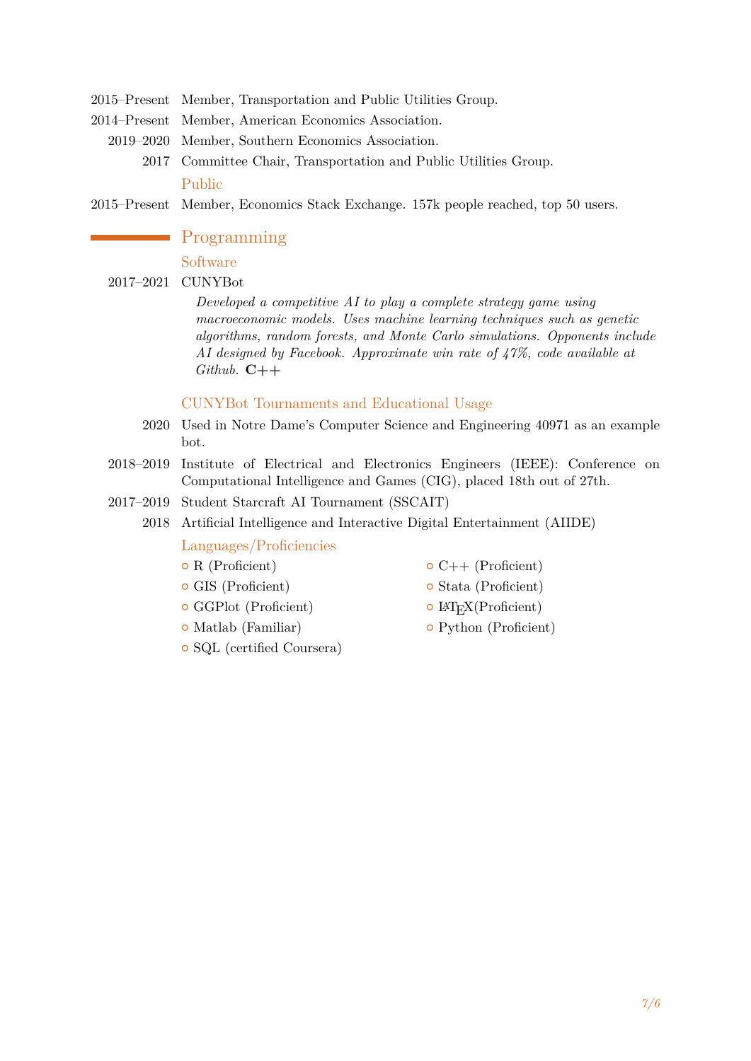2015–Present Member, Transportation and Public Utilities Group.

2014–Present Member, American Economics Association.

2019–2020 Member, Southern Economics Association.

2017 Committee Chair, Transportation and Public Utilities Group.

### Public

2015–Present Member, Economics Stack Exchange. 157k people reached, top 50 users.

## Programming

### Software

2017–2021 CUNYBot

*Developed a competitive AI to play a complete strategy game using macroeconomic models. Uses machine learning techniques such as genetic algorithms, random forests, and Monte Carlo simulations. Opponents include AI designed by Facebook. Approximate win rate of 47%, code available at Github.* **C++**

### CUNYBot Tournaments and Educational Usage

2020 Used in Notre Dame's Computer Science and Engineering 40971 as an example bot.

2018–2019 Institute of Electrical and Electronics Engineers (IEEE): Conference on Computational Intelligence and Games (CIG), placed 18th out of 27th.

2017–2019 Student Starcraft AI Tournament (SSCAIT)

2018 Artificial Intelligence and Interactive Digital Entertainment (AIIDE)

### Languages/Proficiencies

- R (Proficient)
- GIS (Proficient)
- GGPlot (Proficient)
- Matlab (Familiar)
- SQL (certified Coursera)
- C++ (Proficient)
- Stata (Proficient)
- LaTeX(Proficient)
- Python (Proficient)